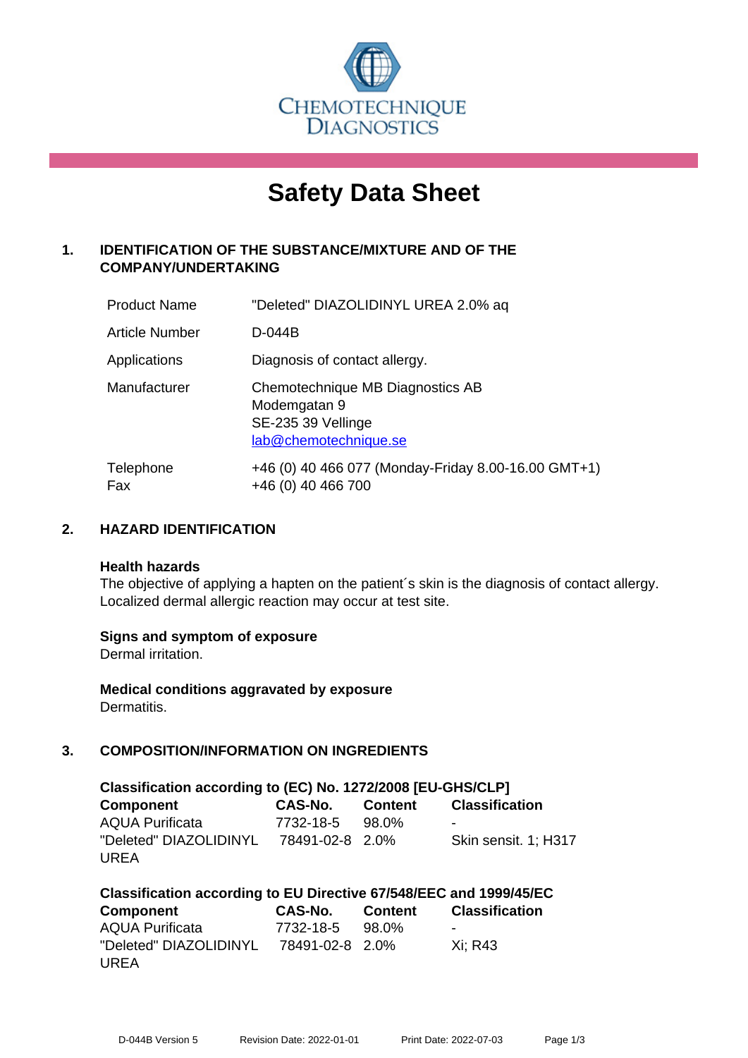CHEMOTECHNIQUE DIAGNOSTICS

# Safety Data Sheet

## 1. IDENTIFICATION OF THE SUBSTANCE/MIXTURE AND OF THE COMPANY/UNDERTAKING

| | |
|---|---|
| Product Name | "Deleted" DIAZOLIDINYL UREA 2.0% aq |
| Article Number | D-044B |
| Applications | Diagnosis of contact allergy. |
| Manufacturer | Chemotechnique MB Diagnostics AB<br>Modemgatan 9<br>SE-235 39 Vellinge<br>lab@chemotechnique.se |
| Telephone<br>Fax | +46 (0) 40 466 077 (Monday-Friday 8.00-16.00 GMT+1)<br>+46 (0) 40 466 700 |

## 2. HAZARD IDENTIFICATION

**Health hazards**

The objective of applying a hapten on the patient´s skin is the diagnosis of contact allergy. Localized dermal allergic reaction may occur at test site.

**Signs and symptom of exposure**

Dermal irritation.

**Medical conditions aggravated by exposure**

Dermatitis.

## 3. COMPOSITION/INFORMATION ON INGREDIENTS

**Classification according to (EC) No. 1272/2008 [EU-GHS/CLP]**

| Component | CAS-No. | Content | Classification |
|---|---|---|---|
| AQUA Purificata | 7732-18-5 | 98.0% | - |
| "Deleted" DIAZOLIDINYL UREA | 78491-02-8 | 2.0% | Skin sensit. 1; H317 |

**Classification according to EU Directive 67/548/EEC and 1999/45/EC**

| Component | CAS-No. | Content | Classification |
|---|---|---|---|
| AQUA Purificata | 7732-18-5 | 98.0% | - |
| "Deleted" DIAZOLIDINYL UREA | 78491-02-8 | 2.0% | Xi; R43 |

D-044B Version 5 Revision Date: 2022-01-01 Print Date: 2022-07-03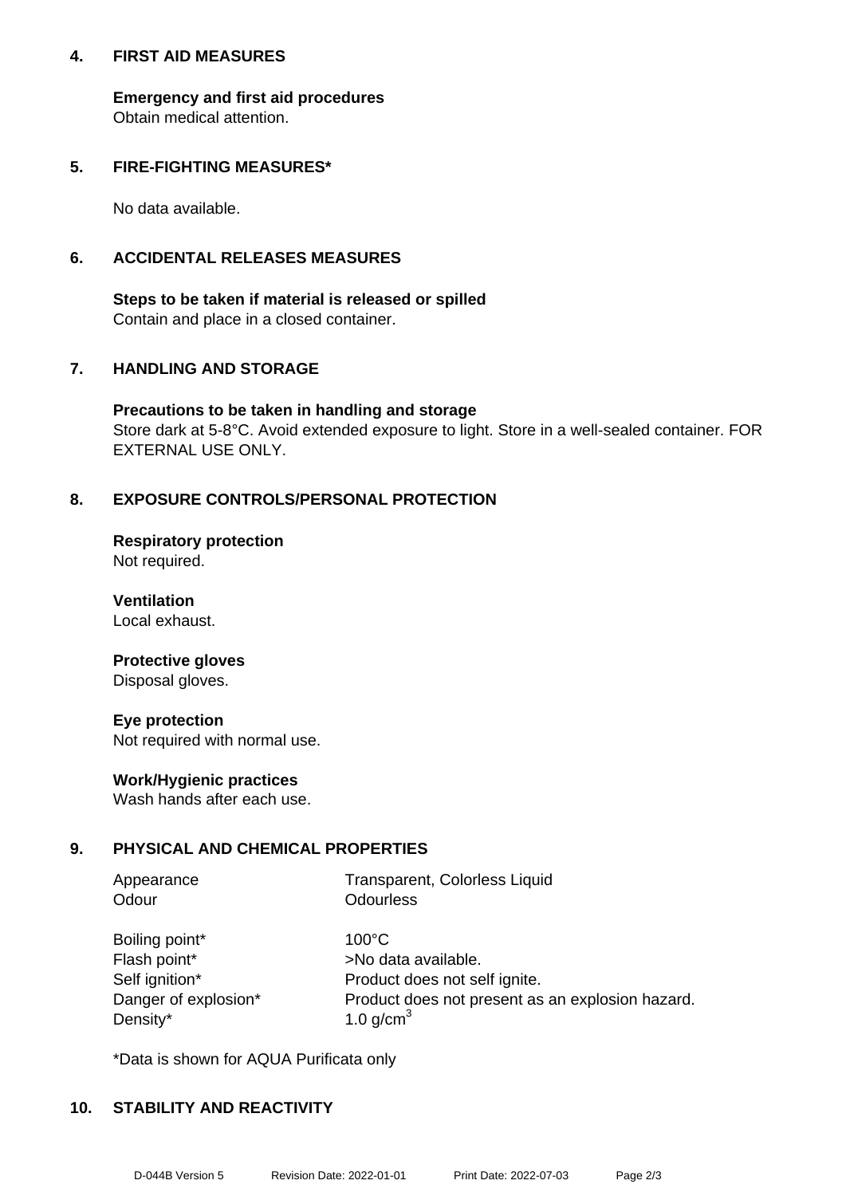## 4. FIRST AID MEASURES

**Emergency and first aid procedures**
Obtain medical attention.

## 5. FIRE-FIGHTING MEASURES*

No data available.

## 6. ACCIDENTAL RELEASES MEASURES

**Steps to be taken if material is released or spilled**
Contain and place in a closed container.

## 7. HANDLING AND STORAGE

**Precautions to be taken in handling and storage**
Store dark at 5-8°C. Avoid extended exposure to light. Store in a well-sealed container. FOR EXTERNAL USE ONLY.

## 8. EXPOSURE CONTROLS/PERSONAL PROTECTION

**Respiratory protection**
Not required.

**Ventilation**
Local exhaust.

**Protective gloves**
Disposal gloves.

**Eye protection**
Not required with normal use.

**Work/Hygienic practices**
Wash hands after each use.

## 9. PHYSICAL AND CHEMICAL PROPERTIES

| | |
|---|---|
| Appearance | Transparent, Colorless Liquid |
| Odour | Odourless |
| Boiling point* | 100°C |
| Flash point* | >No data available. |
| Self ignition* | Product does not self ignite. |
| Danger of explosion* | Product does not present as an explosion hazard. |
| Density* | 1.0 g/cm$^3$ |

*Data is shown for AQUA Purificata only

## 10. STABILITY AND REACTIVITY

D-044B Version 5 Revision Date: 2022-01-01 Print Date: 2022-07-03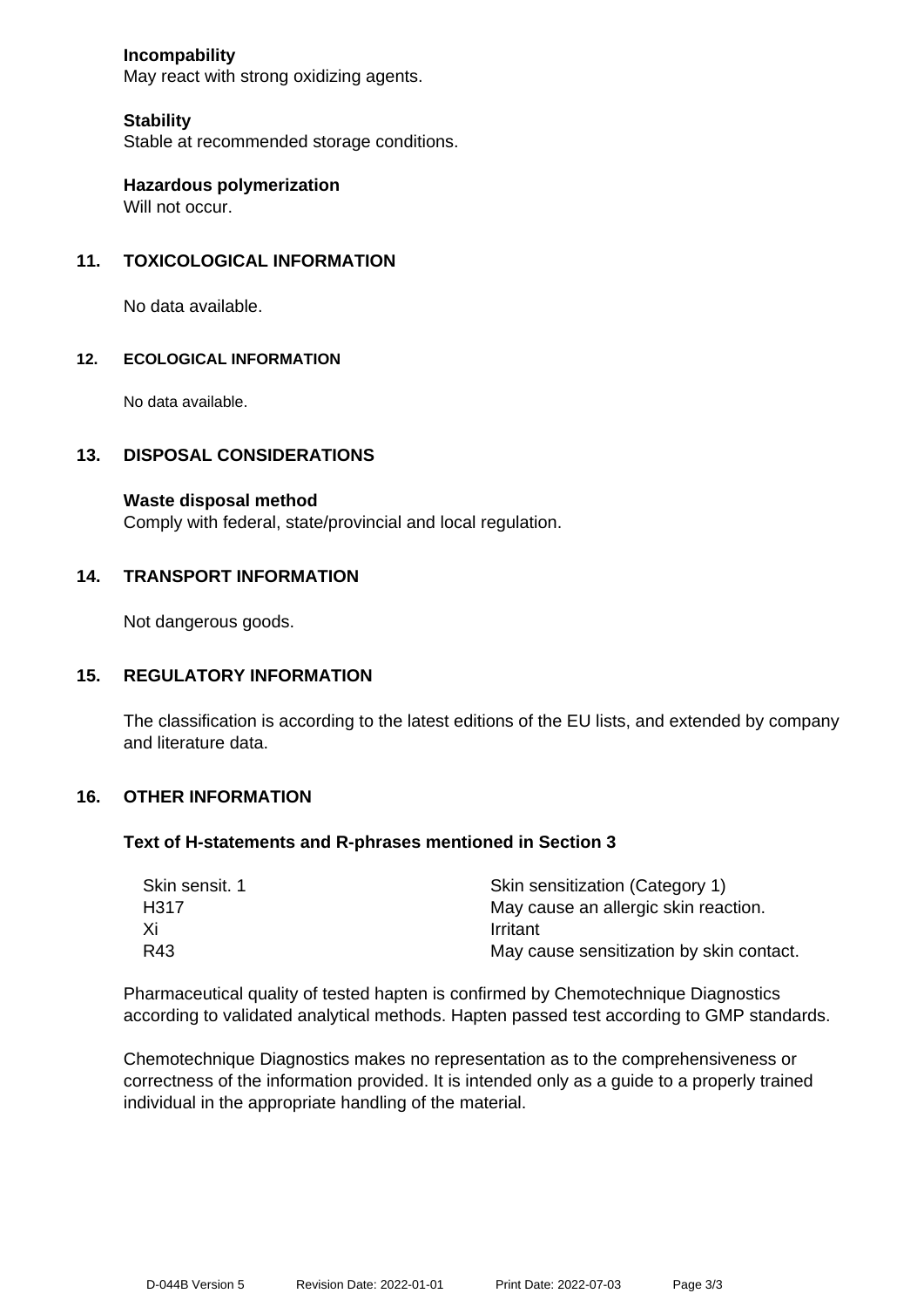**Incompatibility**
May react with strong oxidizing agents.

**Stability**
Stable at recommended storage conditions.

**Hazardous polymerization**
Will not occur.

## 11. TOXICOLOGICAL INFORMATION

No data available.

## 12. ECOLOGICAL INFORMATION

No data available.

## 13. DISPOSAL CONSIDERATIONS

**Waste disposal method**
Comply with federal, state/provincial and local regulation.

## 14. TRANSPORT INFORMATION

Not dangerous goods.

## 15. REGULATORY INFORMATION

The classification is according to the latest editions of the EU lists, and extended by company and literature data.

## 16. OTHER INFORMATION

### Text of H-statements and R-phrases mentioned in Section 3

| | |
|---|---|
| Skin sensit. 1 | Skin sensitization (Category 1) |
| H317 | May cause an allergic skin reaction. |
| Xi | Irritant |
| R43 | May cause sensitization by skin contact. |

Pharmaceutical quality of tested hapten is confirmed by Chemotechnique Diagnostics according to validated analytical methods. Hapten passed test according to GMP standards.

Chemotechnique Diagnostics makes no representation as to the comprehensiveness or correctness of the information provided. It is intended only as a guide to a properly trained individual in the appropriate handling of the material.

D-044B Version 5 Revision Date: 2022-01-01 Print Date: 2022-07-03